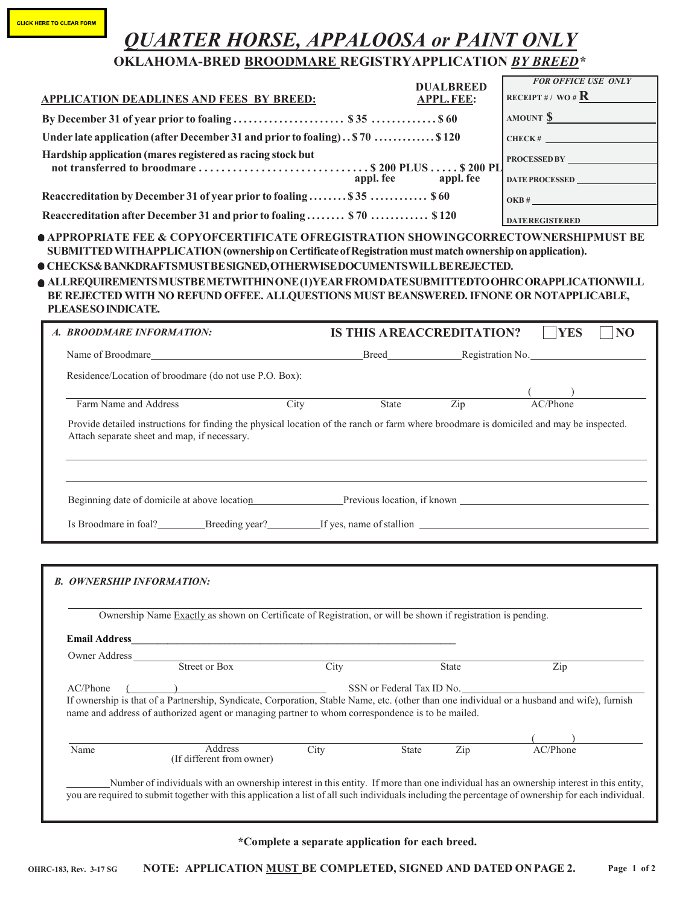CLICK HERE TO CLEAR FORM

# *QUARTER HORSE, APPALOOSA or PAINT ONLY*

## OKLAHOMA-BRED BROODMARE REGISTRY APPLICATION *BY BREED**

| APPLICATION DEADLINES AND FEES BY BREED: | | DUALBREED APPL. FEE: |
|---|---|---|
| By December 31 of year prior to foaling | $35 | $60 |
| Under late application (after December 31 and prior to foaling) | $70 | $120 |
| Hardship application (mares registered as racing stock but not transferred to broodmare | $200 PLUS appl. fee | $200 PLUS appl. fee |
| Reaccreditation by December 31 of year prior to foaling | $35 | $60 |
| Reaccreditation after December 31 and prior to foaling | $70 | $120 |

**FOR OFFICE USE ONLY**

RECEIPT # / WO # R ______

AMOUNT $ ______

CHECK # ______

PROCESSED BY ______

DATE PROCESSED ______

OKB # ______

DATE REGISTERED ______

- **APPROPRIATE FEE & COPY OF CERTIFICATE OF REGISTRATION SHOWING CORRECT OWNERSHIP MUST BE SUBMITTED WITH APPLICATION (ownership on Certificate of Registration must match ownership on application).**
- **CHECKS & BANK DRAFTS MUST BE SIGNED, OTHERWISE DOCUMENTS WILL BE REJECTED.**
- **ALL REQUIREMENTS MUST BE MET WITHIN ONE (1) YEAR FROM DATE SUBMITTED TO OHRC OR APPLICATION WILL BE REJECTED WITH NO REFUND OF FEE. ALL QUESTIONS MUST BE ANSWERED. IF NONE OR NOT APPLICABLE, PLEASE SO INDICATE.**

### *A. BROODMARE INFORMATION:*

**IS THIS A REACCREDITATION?** ☐ **YES** ☐ **NO**

Name of Broodmare ______ Breed ______ Registration No. ______

Residence/Location of broodmare (do not use P.O. Box):

______
Farm Name and Address | City | State | Zip | ( ) AC/Phone

Provide detailed instructions for finding the physical location of the ranch or farm where broodmare is domiciled and may be inspected. Attach separate sheet and map, if necessary.

______

______

Beginning date of domicile at above location ______ Previous location, if known ______

Is Broodmare in foal? ______ Breeding year? ______ If yes, name of stallion ______

### *B. OWNERSHIP INFORMATION:*

______
Ownership Name Exactly as shown on Certificate of Registration, or will be shown if registration is pending.

**Email Address** ______

Owner Address ______
Street or Box | City | State | Zip

AC/Phone ( ) ______ SSN or Federal Tax ID No. ______

If ownership is that of a Partnership, Syndicate, Corporation, Stable Name, etc. (other than one individual or a husband and wife), furnish name and address of authorized agent or managing partner to whom correspondence is to be mailed.

______
Name | Address (If different from owner) | City | State | Zip | ( ) AC/Phone

______ Number of individuals with an ownership interest in this entity. If more than one individual has an ownership interest in this entity, you are required to submit together with this application a list of all such individuals including the percentage of ownership for each individual.

**\*Complete a separate application for each breed.**

OHRC-183, Rev. 3-17 SG

**NOTE: APPLICATION MUST BE COMPLETED, SIGNED AND DATED ON PAGE 2.**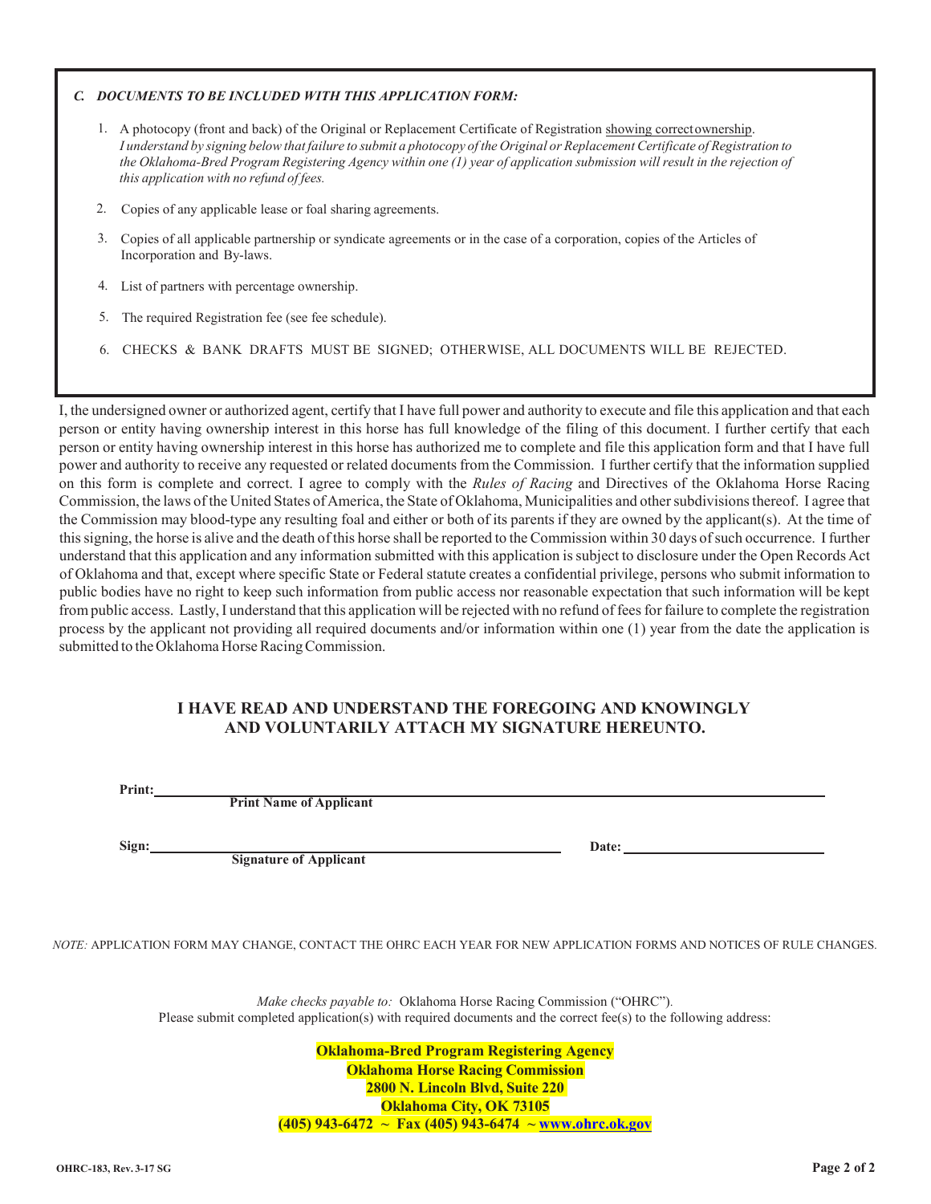### *C. DOCUMENTS TO BE INCLUDED WITH THIS APPLICATION FORM:*

1. A photocopy (front and back) of the Original or Replacement Certificate of Registration showing correct ownership. *I understand by signing below that failure to submit a photocopy of the Original or Replacement Certificate of Registration to the Oklahoma-Bred Program Registering Agency within one (1) year of application submission will result in the rejection of this application with no refund of fees.*
2. Copies of any applicable lease or foal sharing agreements.
3. Copies of all applicable partnership or syndicate agreements or in the case of a corporation, copies of the Articles of Incorporation and By-laws.
4. List of partners with percentage ownership.
5. The required Registration fee (see fee schedule).
6. CHECKS & BANK DRAFTS MUST BE SIGNED; OTHERWISE, ALL DOCUMENTS WILL BE REJECTED.

I, the undersigned owner or authorized agent, certify that I have full power and authority to execute and file this application and that each person or entity having ownership interest in this horse has full knowledge of the filing of this document. I further certify that each person or entity having ownership interest in this horse has authorized me to complete and file this application form and that I have full power and authority to receive any requested or related documents from the Commission. I further certify that the information supplied on this form is complete and correct. I agree to comply with the *Rules of Racing* and Directives of the Oklahoma Horse Racing Commission, the laws of the United States of America, the State of Oklahoma, Municipalities and other subdivisions thereof. I agree that the Commission may blood-type any resulting foal and either or both of its parents if they are owned by the applicant(s). At the time of this signing, the horse is alive and the death of this horse shall be reported to the Commission within 30 days of such occurrence. I further understand that this application and any information submitted with this application is subject to disclosure under the Open Records Act of Oklahoma and that, except where specific State or Federal statute creates a confidential privilege, persons who submit information to public bodies have no right to keep such information from public access nor reasonable expectation that such information will be kept from public access. Lastly, I understand that this application will be rejected with no refund of fees for failure to complete the registration process by the applicant not providing all required documents and/or information within one (1) year from the date the application is submitted to the Oklahoma Horse Racing Commission.

**I HAVE READ AND UNDERSTAND THE FOREGOING AND KNOWINGLY AND VOLUNTARILY ATTACH MY SIGNATURE HEREUNTO.**

**Print:** ____________________________________________
**Print Name of Applicant**

**Sign:** ______________________________ **Date:** ____________________
**Signature of Applicant**

*NOTE:* APPLICATION FORM MAY CHANGE, CONTACT THE OHRC EACH YEAR FOR NEW APPLICATION FORMS AND NOTICES OF RULE CHANGES.

*Make checks payable to:* Oklahoma Horse Racing Commission ("OHRC").
Please submit completed application(s) with required documents and the correct fee(s) to the following address:

**Oklahoma-Bred Program Registering Agency**
**Oklahoma Horse Racing Commission**
**2800 N. Lincoln Blvd, Suite 220**
**Oklahoma City, OK 73105**
**(405) 943-6472 ~ Fax (405) 943-6474 ~ www.ohrc.ok.gov**

**OHRC-183, Rev. 3-17 SG**